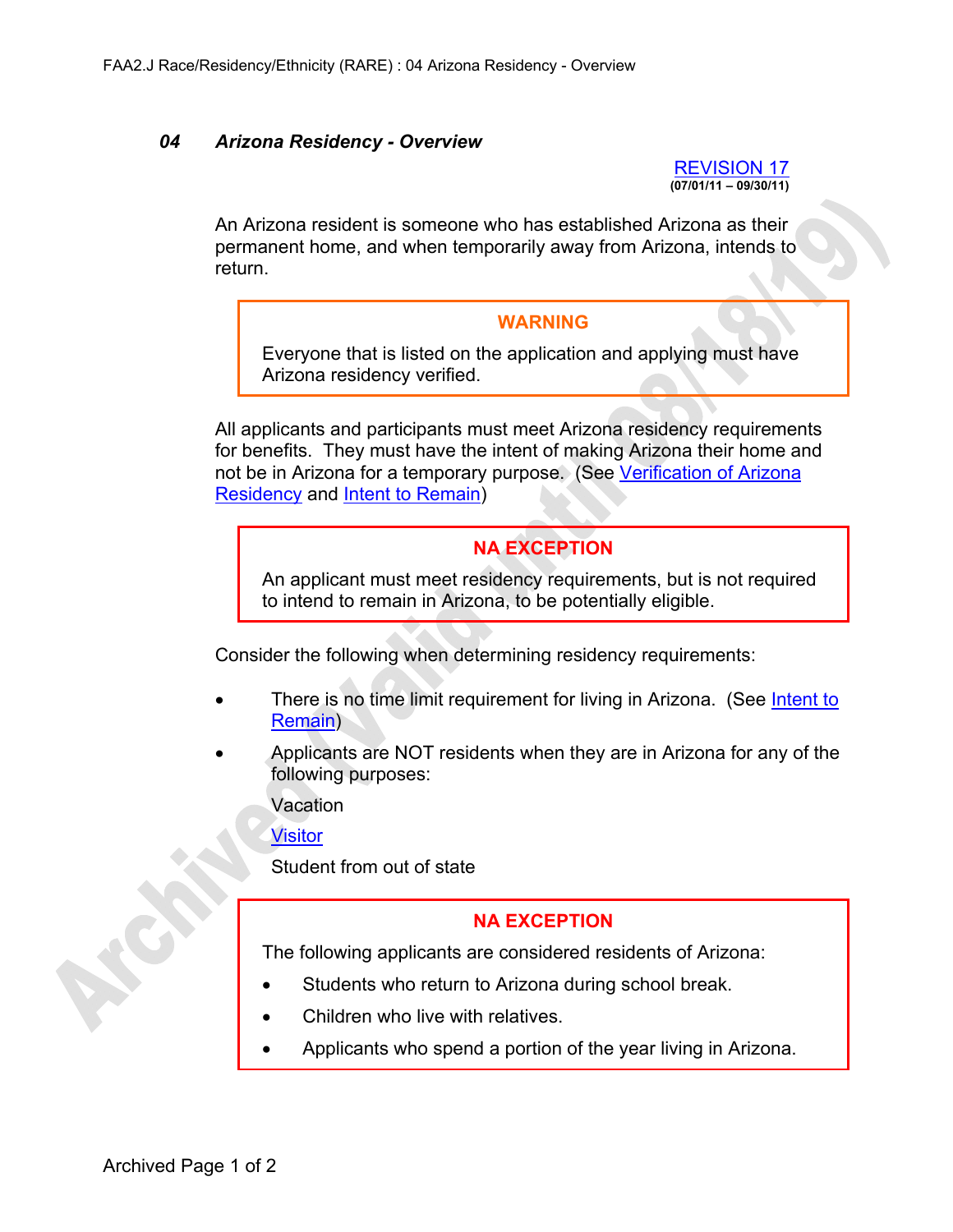## *04 Arizona Residency - Overview*

REVISION 17
**(07/01/11 – 09/30/11)**

An Arizona resident is someone who has established Arizona as their permanent home, and when temporarily away from Arizona, intends to return.

> **WARNING**
>
> Everyone that is listed on the application and applying must have Arizona residency verified.

All applicants and participants must meet Arizona residency requirements for benefits. They must have the intent of making Arizona their home and not be in Arizona for a temporary purpose. (See Verification of Arizona Residency and Intent to Remain)

> **NA EXCEPTION**
>
> An applicant must meet residency requirements, but is not required to intend to remain in Arizona, to be potentially eligible.

Consider the following when determining residency requirements:

- There is no time limit requirement for living in Arizona. (See Intent to Remain)
- Applicants are NOT residents when they are in Arizona for any of the following purposes:

  Vacation

  Visitor

  Student from out of state

> **NA EXCEPTION**
>
> The following applicants are considered residents of Arizona:
>
> - Students who return to Arizona during school break.
> - Children who live with relatives.
> - Applicants who spend a portion of the year living in Arizona.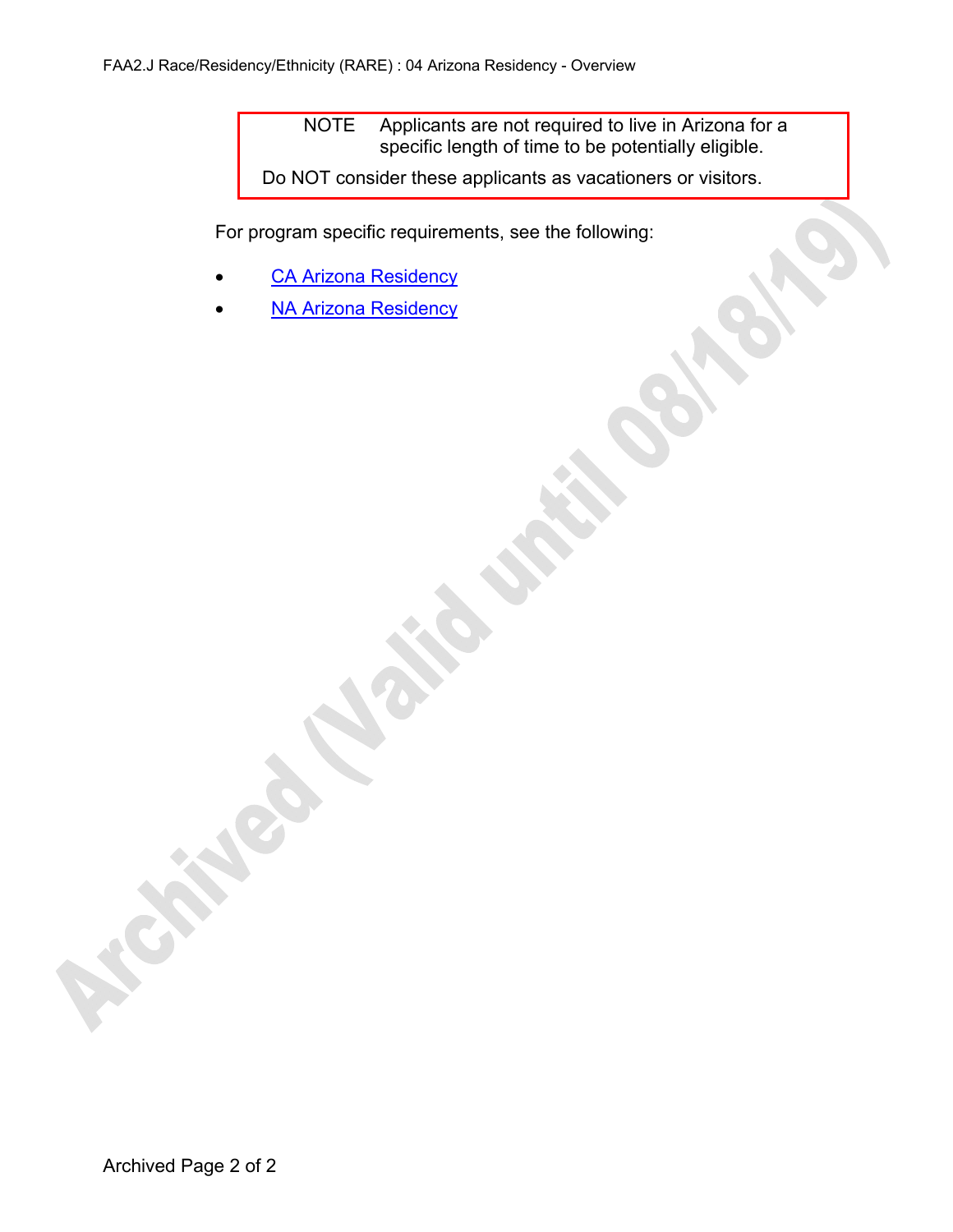NOTE Applicants are not required to live in Arizona for a specific length of time to be potentially eligible.

Do NOT consider these applicants as vacationers or visitors.

For program specific requirements, see the following:

- CA Arizona Residency
- NA Arizona Residency